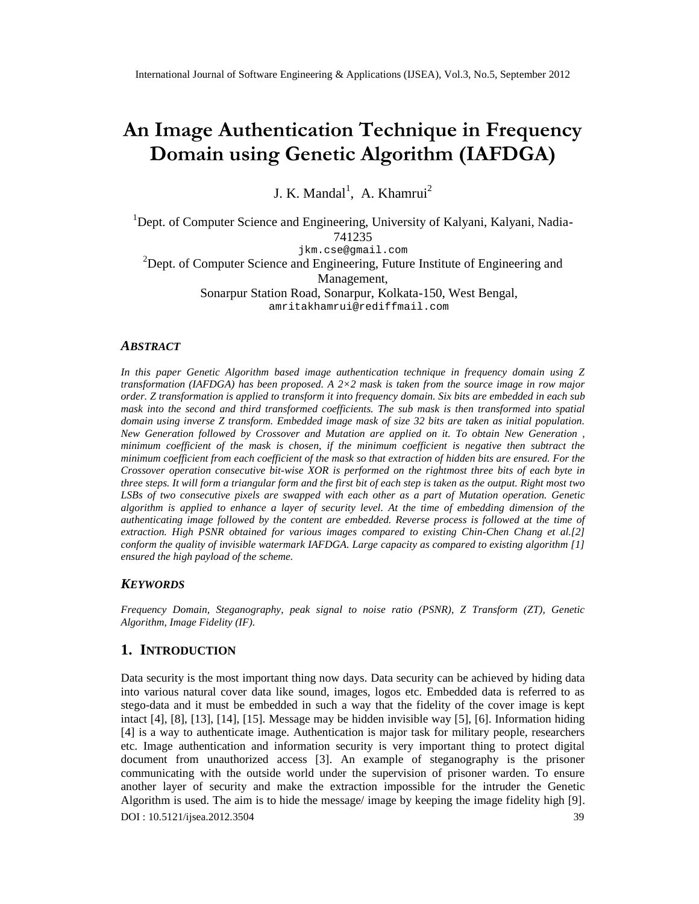# An Image Authentication Technique in Frequency Domain using Genetic Algorithm (IAFDGA)

J. K. Mandal[1], A. Khamrui[2]

[1]Dept. of Computer Science and Engineering, University of Kalyani, Kalyani, Nadia-741235

jkm.cse@gmail.com

[2]Dept. of Computer Science and Engineering, Future Institute of Engineering and Management,

Sonarpur Station Road, Sonarpur, Kolkata-150, West Bengal,

amritakhamrui@rediffmail.com

### *ABSTRACT*

*In this paper Genetic Algorithm based image authentication technique in frequency domain using Z transformation (IAFDGA) has been proposed. A 2×2 mask is taken from the source image in row major order. Z transformation is applied to transform it into frequency domain. Six bits are embedded in each sub mask into the second and third transformed coefficients. The sub mask is then transformed into spatial domain using inverse Z transform. Embedded image mask of size 32 bits are taken as initial population. New Generation followed by Crossover and Mutation are applied on it. To obtain New Generation , minimum coefficient of the mask is chosen, if the minimum coefficient is negative then subtract the minimum coefficient from each coefficient of the mask so that extraction of hidden bits are ensured. For the Crossover operation consecutive bit-wise XOR is performed on the rightmost three bits of each byte in three steps. It will form a triangular form and the first bit of each step is taken as the output. Right most two LSBs of two consecutive pixels are swapped with each other as a part of Mutation operation. Genetic algorithm is applied to enhance a layer of security level. At the time of embedding dimension of the authenticating image followed by the content are embedded. Reverse process is followed at the time of extraction. High PSNR obtained for various images compared to existing Chin-Chen Chang et al.[2] conform the quality of invisible watermark IAFDGA. Large capacity as compared to existing algorithm [1] ensured the high payload of the scheme.*

### *KEYWORDS*

*Frequency Domain, Steganography, peak signal to noise ratio (PSNR), Z Transform (ZT), Genetic Algorithm, Image Fidelity (IF).*

## 1. INTRODUCTION

Data security is the most important thing now days. Data security can be achieved by hiding data into various natural cover data like sound, images, logos etc. Embedded data is referred to as stego-data and it must be embedded in such a way that the fidelity of the cover image is kept intact [4], [8], [13], [14], [15]. Message may be hidden invisible way [5], [6]. Information hiding [4] is a way to authenticate image. Authentication is major task for military people, researchers etc. Image authentication and information security is very important thing to protect digital document from unauthorized access [3]. An example of steganography is the prisoner communicating with the outside world under the supervision of prisoner warden. To ensure another layer of security and make the extraction impossible for the intruder the Genetic Algorithm is used. The aim is to hide the message/ image by keeping the image fidelity high [9].

DOI : 10.5121/ijsea.2012.3504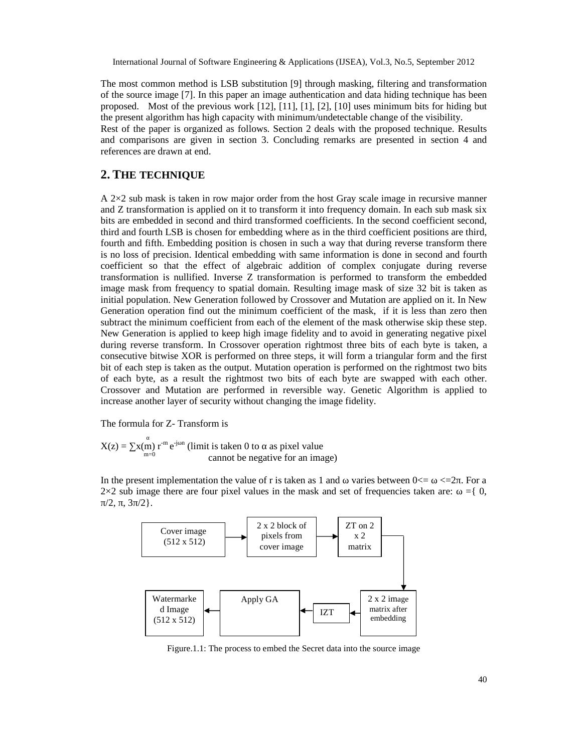The most common method is LSB substitution [9] through masking, filtering and transformation of the source image [7]. In this paper an image authentication and data hiding technique has been proposed. Most of the previous work [12], [11], [1], [2], [10] uses minimum bits for hiding but the present algorithm has high capacity with minimum/undetectable change of the visibility.
Rest of the paper is organized as follows. Section 2 deals with the proposed technique. Results and comparisons are given in section 3. Concluding remarks are presented in section 4 and references are drawn at end.

## 2. THE TECHNIQUE

A 2×2 sub mask is taken in row major order from the host Gray scale image in recursive manner and Z transformation is applied on it to transform it into frequency domain. In each sub mask six bits are embedded in second and third transformed coefficients. In the second coefficient second, third and fourth LSB is chosen for embedding where as in the third coefficient positions are third, fourth and fifth. Embedding position is chosen in such a way that during reverse transform there is no loss of precision. Identical embedding with same information is done in second and fourth coefficient so that the effect of algebraic addition of complex conjugate during reverse transformation is nullified. Inverse Z transformation is performed to transform the embedded image mask from frequency to spatial domain. Resulting image mask of size 32 bit is taken as initial population. New Generation followed by Crossover and Mutation are applied on it. In New Generation operation find out the minimum coefficient of the mask, if it is less than zero then subtract the minimum coefficient from each of the element of the mask otherwise skip these step. New Generation is applied to keep high image fidelity and to avoid in generating negative pixel during reverse transform. In Crossover operation rightmost three bits of each byte is taken, a consecutive bitwise XOR is performed on three steps, it will form a triangular form and the first bit of each step is taken as the output. Mutation operation is performed on the rightmost two bits of each byte, as a result the rightmost two bits of each byte are swapped with each other. Crossover and Mutation are performed in reversible way. Genetic Algorithm is applied to increase another layer of security without changing the image fidelity.

The formula for Z- Transform is

$$X(z) = \sum_{m=0}^{\alpha} x(m)\, r^{-m} e^{-j\omega n}$$ (limit is taken 0 to α as pixel value cannot be negative for an image)

In the present implementation the value of r is taken as 1 and ω varies between $0 <= \omega <= 2\pi$. For a 2×2 sub image there are four pixel values in the mask and set of frequencies taken are: $\omega = \{0, \pi/2, \pi, 3\pi/2\}$.

Cover image (512 x 512)
2 x 2 block of pixels from cover image
ZT on 2 x 2 matrix
2 x 2 image matrix after embedding
IZT
Apply GA
Watermarked Image (512 x 512)

Figure.1.1: The process to embed the Secret data into the source image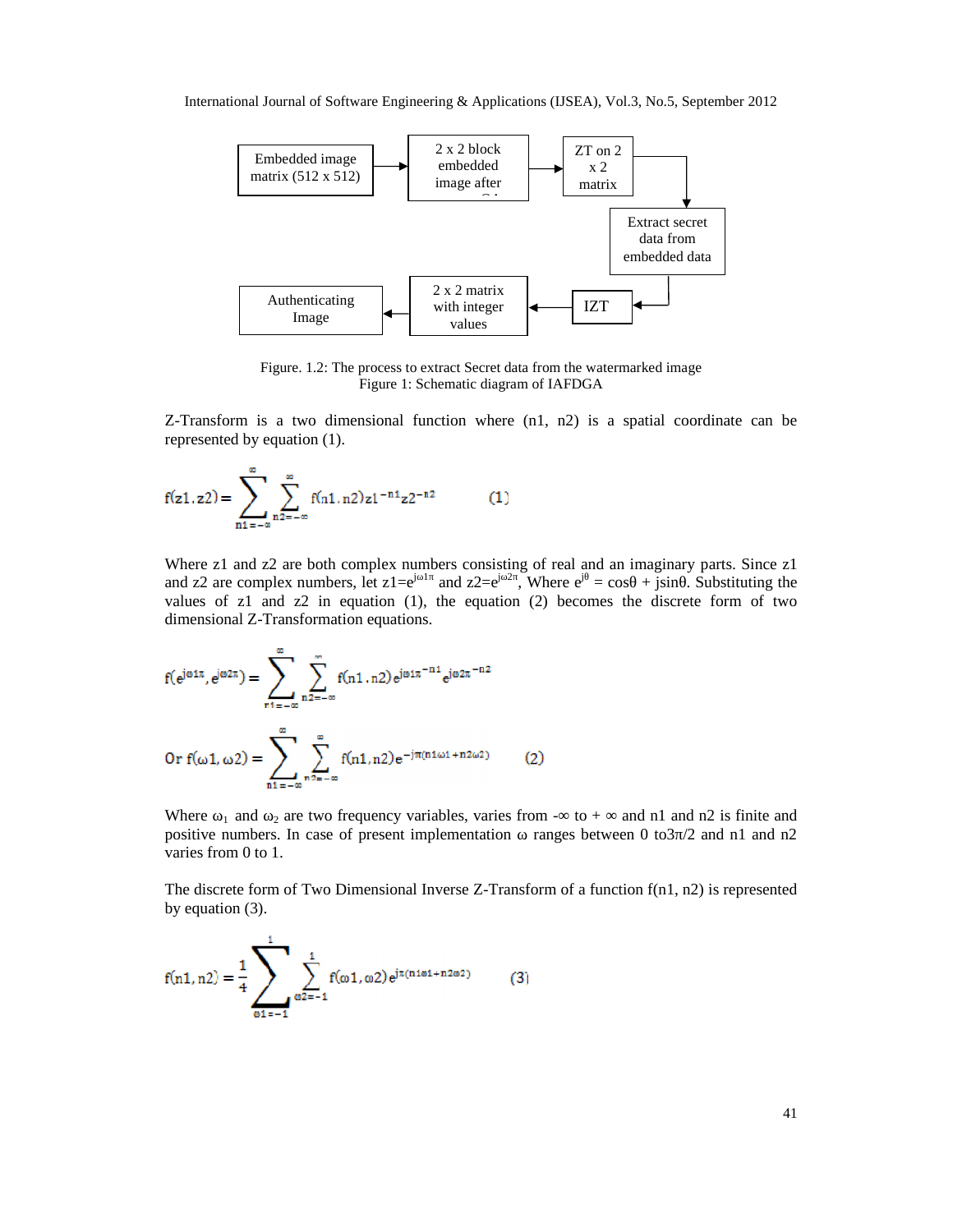Figure. 1.2: The process to extract Secret data from the watermarked image

Figure 1: Schematic diagram of IAFDGA

Z-Transform is a two dimensional function where (n1, n2) is a spatial coordinate can be represented by equation (1).

$$f(z1, z2) = \sum_{n1=-\infty}^{\infty} \sum_{n2=-\infty}^{\infty} f(n1, n2) z1^{-n1} z2^{-n2} \qquad (1)$$

Where z1 and z2 are both complex numbers consisting of real and an imaginary parts. Since z1 and z2 are complex numbers, let $z1=e^{j\omega 1\pi}$ and $z2=e^{j\omega 2\pi}$, Where $e^{j\theta} = \cos\theta + j\sin\theta$. Substituting the values of z1 and z2 in equation (1), the equation (2) becomes the discrete form of two dimensional Z-Transformation equations.

$$f(e^{j\omega 1\pi}, e^{j\omega 2\pi}) = \sum_{n1=-\infty}^{\infty} \sum_{n2=-\infty}^{\infty} f(n1, n2) e^{j\omega 1\pi^{-n1}} e^{j\omega 2\pi^{-n2}}$$

$$\text{Or } f(\omega 1, \omega 2) = \sum_{n1=-\infty}^{\infty} \sum_{n2=-\infty}^{\infty} f(n1, n2) e^{-j\pi(n1\omega 1 + n2\omega 2)} \qquad (2)$$

Where $\omega_1$ and $\omega_2$ are two frequency variables, varies from $-\infty$ to $+\infty$ and n1 and n2 is finite and positive numbers. In case of present implementation $\omega$ ranges between 0 to$3\pi/2$ and n1 and n2 varies from 0 to 1.

The discrete form of Two Dimensional Inverse Z-Transform of a function f(n1, n2) is represented by equation (3).

$$f(n1, n2) = \frac{1}{4} \sum_{\omega 1=-1}^{1} \sum_{\omega 2=-1}^{1} f(\omega 1, \omega 2) e^{j\pi(n1\omega 1 + n2\omega 2)} \qquad (3)$$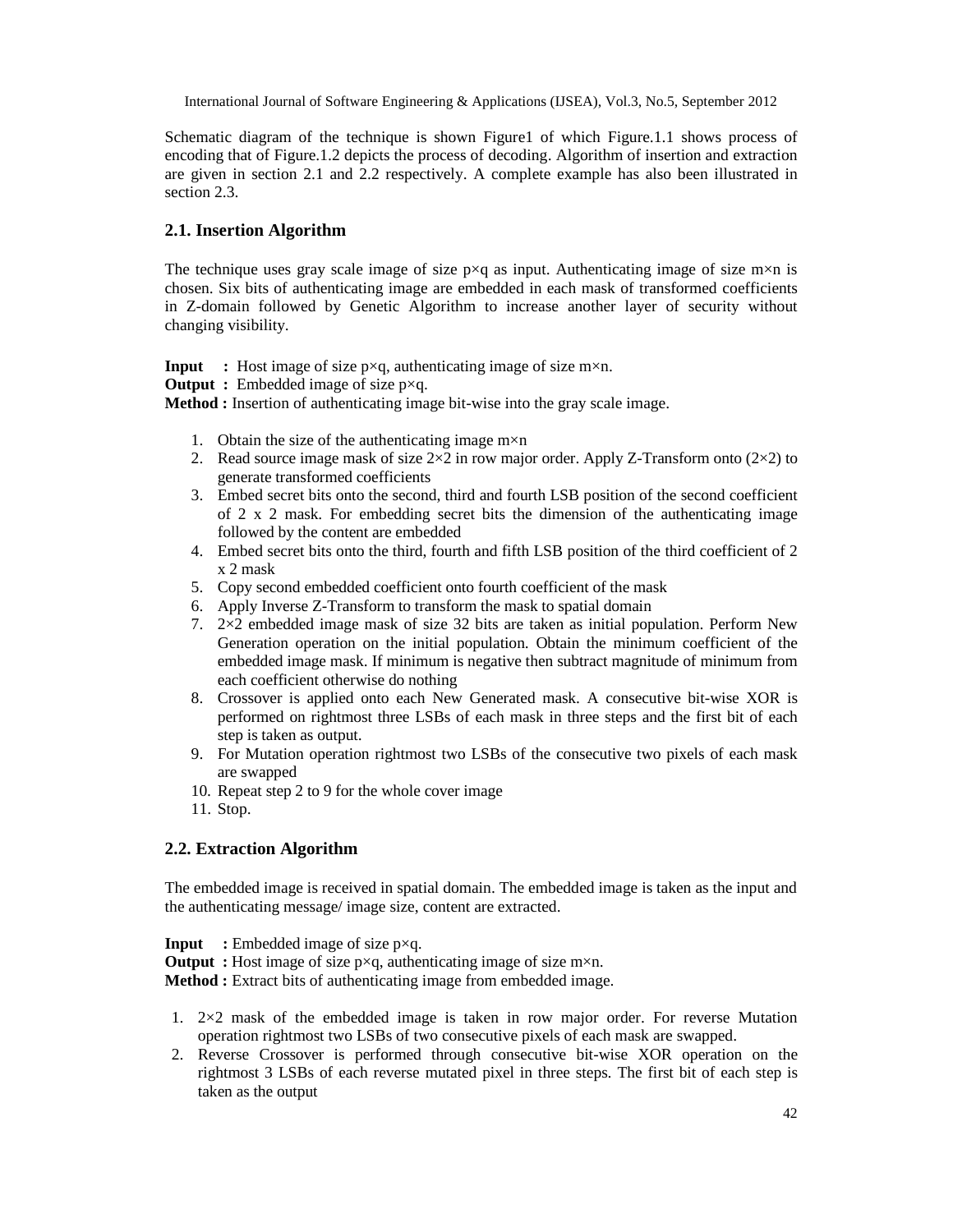Schematic diagram of the technique is shown Figure1 of which Figure.1.1 shows process of encoding that of Figure.1.2 depicts the process of decoding. Algorithm of insertion and extraction are given in section 2.1 and 2.2 respectively. A complete example has also been illustrated in section 2.3.

### 2.1. Insertion Algorithm

The technique uses gray scale image of size p×q as input. Authenticating image of size m×n is chosen. Six bits of authenticating image are embedded in each mask of transformed coefficients in Z-domain followed by Genetic Algorithm to increase another layer of security without changing visibility.

**Input :** Host image of size p×q, authenticating image of size m×n.
**Output :** Embedded image of size p×q.
**Method :** Insertion of authenticating image bit-wise into the gray scale image.

1. Obtain the size of the authenticating image m×n
2. Read source image mask of size 2×2 in row major order. Apply Z-Transform onto (2×2) to generate transformed coefficients
3. Embed secret bits onto the second, third and fourth LSB position of the second coefficient of 2 x 2 mask. For embedding secret bits the dimension of the authenticating image followed by the content are embedded
4. Embed secret bits onto the third, fourth and fifth LSB position of the third coefficient of 2 x 2 mask
5. Copy second embedded coefficient onto fourth coefficient of the mask
6. Apply Inverse Z-Transform to transform the mask to spatial domain
7. 2×2 embedded image mask of size 32 bits are taken as initial population. Perform New Generation operation on the initial population. Obtain the minimum coefficient of the embedded image mask. If minimum is negative then subtract magnitude of minimum from each coefficient otherwise do nothing
8. Crossover is applied onto each New Generated mask. A consecutive bit-wise XOR is performed on rightmost three LSBs of each mask in three steps and the first bit of each step is taken as output.
9. For Mutation operation rightmost two LSBs of the consecutive two pixels of each mask are swapped
10. Repeat step 2 to 9 for the whole cover image
11. Stop.

### 2.2. Extraction Algorithm

The embedded image is received in spatial domain. The embedded image is taken as the input and the authenticating message/ image size, content are extracted.

**Input :** Embedded image of size p×q.
**Output :** Host image of size p×q, authenticating image of size m×n.
**Method :** Extract bits of authenticating image from embedded image.

1. 2×2 mask of the embedded image is taken in row major order. For reverse Mutation operation rightmost two LSBs of two consecutive pixels of each mask are swapped.
2. Reverse Crossover is performed through consecutive bit-wise XOR operation on the rightmost 3 LSBs of each reverse mutated pixel in three steps. The first bit of each step is taken as the output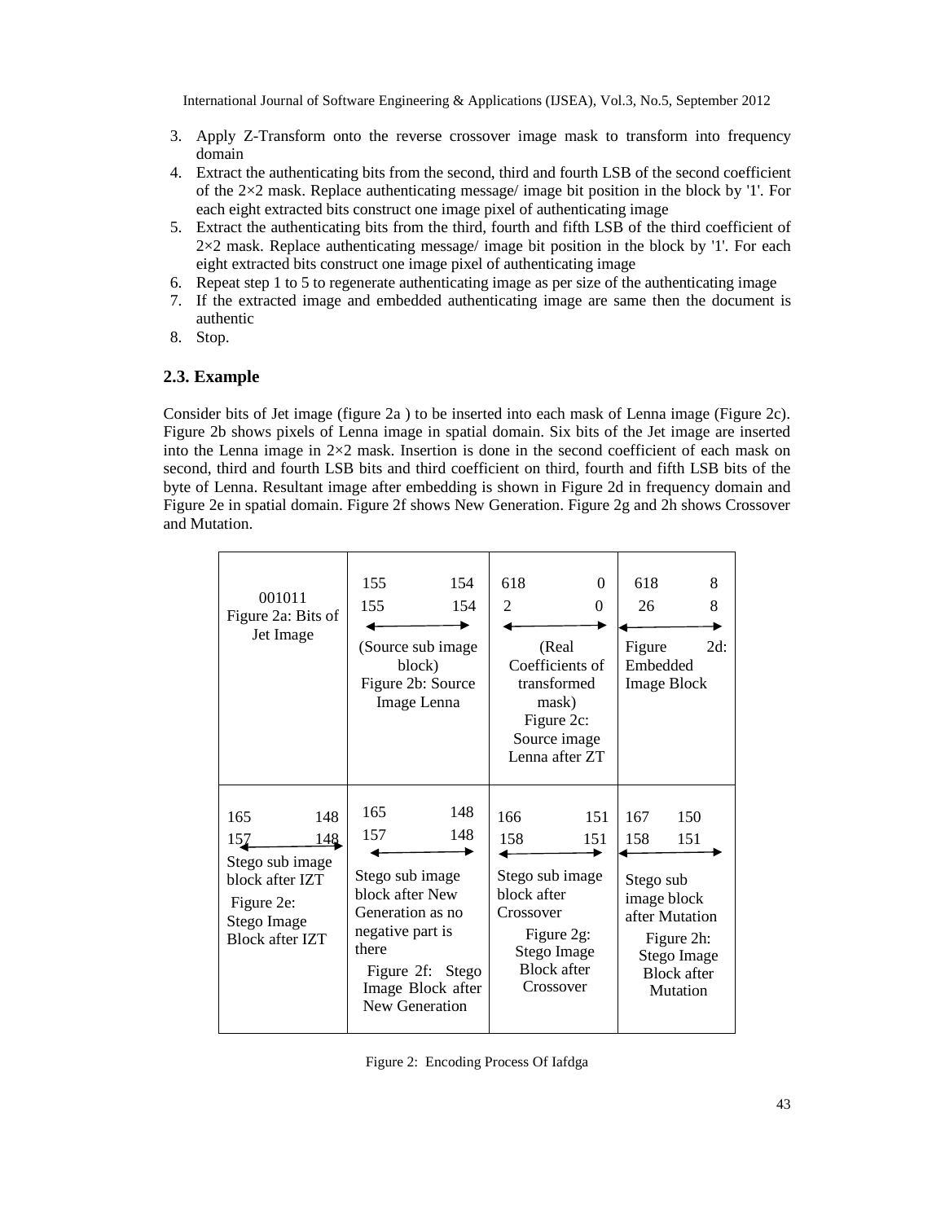3. Apply Z-Transform onto the reverse crossover image mask to transform into frequency domain
4. Extract the authenticating bits from the second, third and fourth LSB of the second coefficient of the 2×2 mask. Replace authenticating message/ image bit position in the block by '1'. For each eight extracted bits construct one image pixel of authenticating image
5. Extract the authenticating bits from the third, fourth and fifth LSB of the third coefficient of 2×2 mask. Replace authenticating message/ image bit position in the block by '1'. For each eight extracted bits construct one image pixel of authenticating image
6. Repeat step 1 to 5 to regenerate authenticating image as per size of the authenticating image
7. If the extracted image and embedded authenticating image are same then the document is authentic
8. Stop.

### 2.3. Example

Consider bits of Jet image (figure 2a ) to be inserted into each mask of Lenna image (Figure 2c). Figure 2b shows pixels of Lenna image in spatial domain. Six bits of the Jet image are inserted into the Lenna image in 2×2 mask. Insertion is done in the second coefficient of each mask on second, third and fourth LSB bits and third coefficient on third, fourth and fifth LSB bits of the byte of Lenna. Resultant image after embedding is shown in Figure 2d in frequency domain and Figure 2e in spatial domain. Figure 2f shows New Generation. Figure 2g and 2h shows Crossover and Mutation.

| | | | |
|---|---|---|---|
| 001011<br>Figure 2a: Bits of Jet Image | 155 154<br>155 154<br>(Source sub image block)<br>Figure 2b: Source Image Lenna | 618 0<br>2 0<br>(Real Coefficients of transformed mask)<br>Figure 2c: Source image Lenna after ZT | 618 8<br>26 8<br>Figure 2d: Embedded Image Block |
| 165 148<br>157 148<br>Stego sub image block after IZT<br>Figure 2e: Stego Image Block after IZT | 165 148<br>157 148<br>Stego sub image block after New Generation as no negative part is there<br>Figure 2f: Stego Image Block after New Generation | 166 151<br>158 151<br>Stego sub image block after Crossover<br>Figure 2g: Stego Image Block after Crossover | 167 150<br>158 151<br>Stego sub image block after Mutation<br>Figure 2h: Stego Image Block after Mutation |

Figure 2: Encoding Process Of Iafdga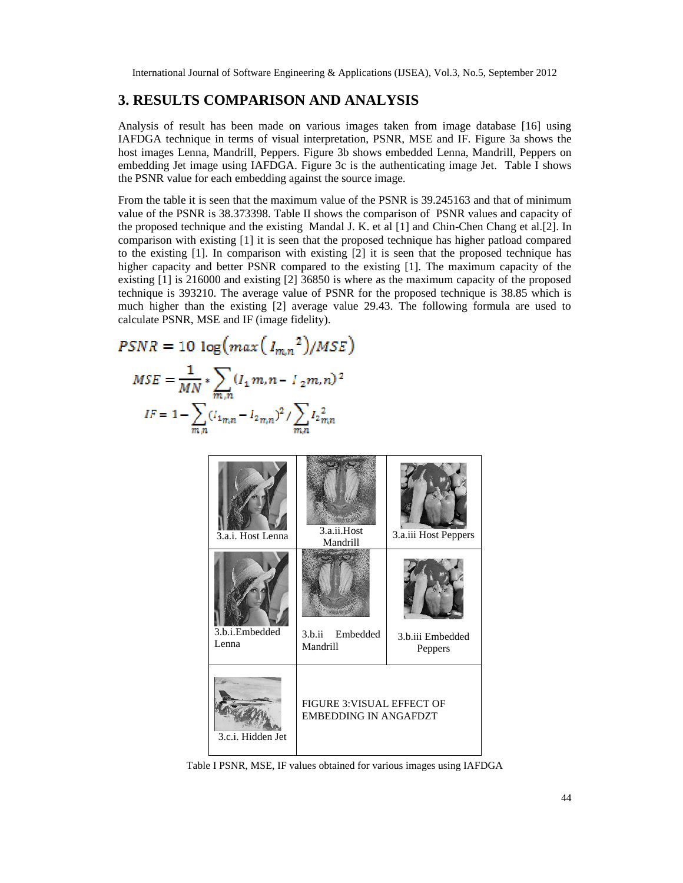## 3. RESULTS COMPARISON AND ANALYSIS

Analysis of result has been made on various images taken from image database [16] using IAFDGA technique in terms of visual interpretation, PSNR, MSE and IF. Figure 3a shows the host images Lenna, Mandrill, Peppers. Figure 3b shows embedded Lenna, Mandrill, Peppers on embedding Jet image using IAFDGA. Figure 3c is the authenticating image Jet. Table I shows the PSNR value for each embedding against the source image.

From the table it is seen that the maximum value of the PSNR is 39.245163 and that of minimum value of the PSNR is 38.373398. Table II shows the comparison of PSNR values and capacity of the proposed technique and the existing Mandal J. K. et al [1] and Chin-Chen Chang et al.[2]. In comparison with existing [1] it is seen that the proposed technique has higher patload compared to the existing [1]. In comparison with existing [2] it is seen that the proposed technique has higher capacity and better PSNR compared to the existing [1]. The maximum capacity of the existing [1] is 216000 and existing [2] 36850 is where as the maximum capacity of the proposed technique is 393210. The average value of PSNR for the proposed technique is 38.85 which is much higher than the existing [2] average value 29.43. The following formula are used to calculate PSNR, MSE and IF (image fidelity).

$$PSNR = 10\ \log\left(max\left(I_{m,n}{}^{2}\right)/MSE\right)$$

$$MSE = \frac{1}{MN} * \sum_{m,n} (I_1 m,n - I_2 m,n)^2$$

$$IF = 1 - \sum_{m,n} (I_{1_{m,n}} - I_{2_{m,n}})^2 / \sum_{m,n} I_{2}{}^{2}_{m,n}$$

| 3.a.i. Host Lenna | 3.a.ii.Host Mandrill | 3.a.iii Host Peppers |
|---|---|---|
| 3.b.i.Embedded Lenna | 3.b.ii Embedded Mandrill | 3.b.iii Embedded Peppers |
| 3.c.i. Hidden Jet | FIGURE 3:VISUAL EFFECT OF EMBEDDING IN ANGAFDZT | |

Table I PSNR, MSE, IF values obtained for various images using IAFDGA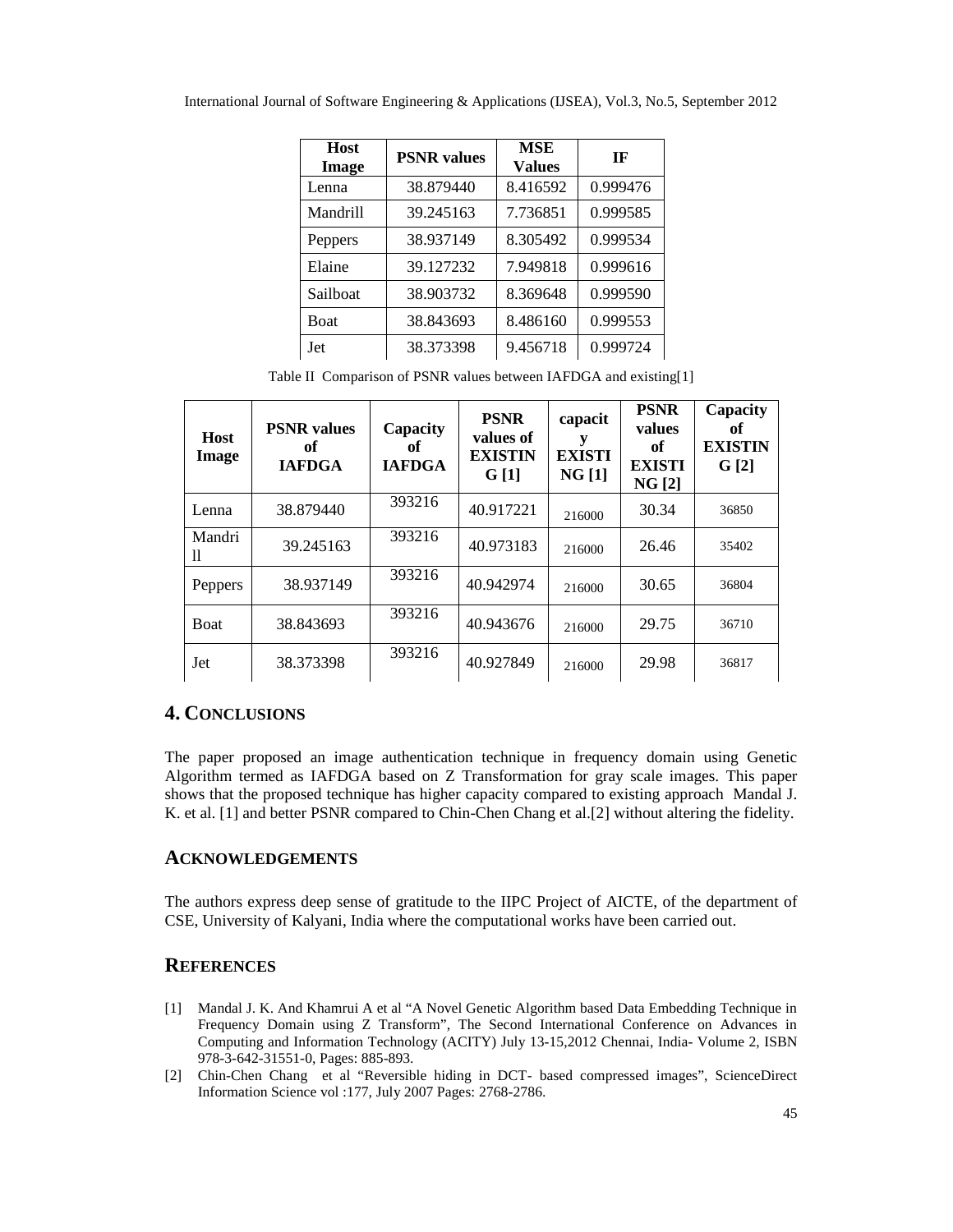| Host Image | PSNR values | MSE Values | IF |
|---|---|---|---|
| Lenna | 38.879440 | 8.416592 | 0.999476 |
| Mandrill | 39.245163 | 7.736851 | 0.999585 |
| Peppers | 38.937149 | 8.305492 | 0.999534 |
| Elaine | 39.127232 | 7.949818 | 0.999616 |
| Sailboat | 38.903732 | 8.369648 | 0.999590 |
| Boat | 38.843693 | 8.486160 | 0.999553 |
| Jet | 38.373398 | 9.456718 | 0.999724 |

Table II Comparison of PSNR values between IAFDGA and existing[1]

| Host Image | PSNR values of IAFDGA | Capacity of IAFDGA | PSNR values of EXISTING [1] | capacity EXISTING [1] | PSNR values of EXISTING [2] | Capacity of EXISTING [2] |
|---|---|---|---|---|---|---|
| Lenna | 38.879440 | 393216 | 40.917221 | 216000 | 30.34 | 36850 |
| Mandrill | 39.245163 | 393216 | 40.973183 | 216000 | 26.46 | 35402 |
| Peppers | 38.937149 | 393216 | 40.942974 | 216000 | 30.65 | 36804 |
| Boat | 38.843693 | 393216 | 40.943676 | 216000 | 29.75 | 36710 |
| Jet | 38.373398 | 393216 | 40.927849 | 216000 | 29.98 | 36817 |

## 4. CONCLUSIONS

The paper proposed an image authentication technique in frequency domain using Genetic Algorithm termed as IAFDGA based on Z Transformation for gray scale images. This paper shows that the proposed technique has higher capacity compared to existing approach Mandal J. K. et al. [1] and better PSNR compared to Chin-Chen Chang et al.[2] without altering the fidelity.

## ACKNOWLEDGEMENTS

The authors express deep sense of gratitude to the IIPC Project of AICTE, of the department of CSE, University of Kalyani, India where the computational works have been carried out.

## REFERENCES

[1] Mandal J. K. And Khamrui A et al "A Novel Genetic Algorithm based Data Embedding Technique in Frequency Domain using Z Transform", The Second International Conference on Advances in Computing and Information Technology (ACITY) July 13-15,2012 Chennai, India- Volume 2, ISBN 978-3-642-31551-0, Pages: 885-893.

[2] Chin-Chen Chang et al "Reversible hiding in DCT- based compressed images", ScienceDirect Information Science vol :177, July 2007 Pages: 2768-2786.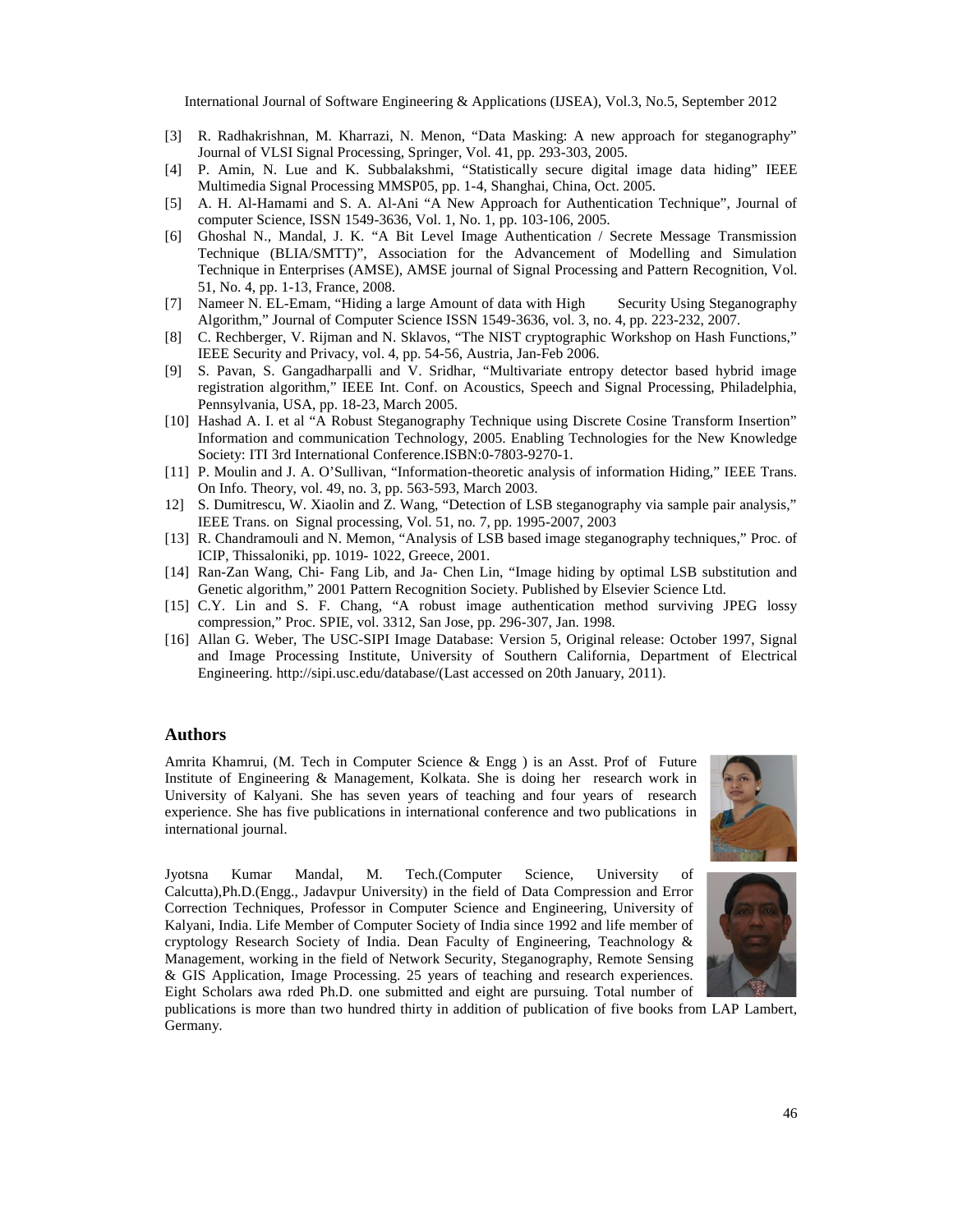[3] R. Radhakrishnan, M. Kharrazi, N. Menon, "Data Masking: A new approach for steganography" Journal of VLSI Signal Processing, Springer, Vol. 41, pp. 293-303, 2005.

[4] P. Amin, N. Lue and K. Subbalakshmi, "Statistically secure digital image data hiding" IEEE Multimedia Signal Processing MMSP05, pp. 1-4, Shanghai, China, Oct. 2005.

[5] A. H. Al-Hamami and S. A. Al-Ani "A New Approach for Authentication Technique", Journal of computer Science, ISSN 1549-3636, Vol. 1, No. 1, pp. 103-106, 2005.

[6] Ghoshal N., Mandal, J. K. "A Bit Level Image Authentication / Secrete Message Transmission Technique (BLIA/SMTT)", Association for the Advancement of Modelling and Simulation Technique in Enterprises (AMSE), AMSE journal of Signal Processing and Pattern Recognition, Vol. 51, No. 4, pp. 1-13, France, 2008.

[7] Nameer N. EL-Emam, "Hiding a large Amount of data with High Security Using Steganography Algorithm," Journal of Computer Science ISSN 1549-3636, vol. 3, no. 4, pp. 223-232, 2007.

[8] C. Rechberger, V. Rijman and N. Sklavos, "The NIST cryptographic Workshop on Hash Functions," IEEE Security and Privacy, vol. 4, pp. 54-56, Austria, Jan-Feb 2006.

[9] S. Pavan, S. Gangadharpalli and V. Sridhar, "Multivariate entropy detector based hybrid image registration algorithm," IEEE Int. Conf. on Acoustics, Speech and Signal Processing, Philadelphia, Pennsylvania, USA, pp. 18-23, March 2005.

[10] Hashad A. I. et al "A Robust Steganography Technique using Discrete Cosine Transform Insertion" Information and communication Technology, 2005. Enabling Technologies for the New Knowledge Society: ITI 3rd International Conference.ISBN:0-7803-9270-1.

[11] P. Moulin and J. A. O'Sullivan, "Information-theoretic analysis of information Hiding," IEEE Trans. On Info. Theory, vol. 49, no. 3, pp. 563-593, March 2003.

12] S. Dumitrescu, W. Xiaolin and Z. Wang, "Detection of LSB steganography via sample pair analysis," IEEE Trans. on Signal processing, Vol. 51, no. 7, pp. 1995-2007, 2003

[13] R. Chandramouli and N. Memon, "Analysis of LSB based image steganography techniques," Proc. of ICIP, Thissaloniki, pp. 1019- 1022, Greece, 2001.

[14] Ran-Zan Wang, Chi- Fang Lib, and Ja- Chen Lin, "Image hiding by optimal LSB substitution and Genetic algorithm," 2001 Pattern Recognition Society. Published by Elsevier Science Ltd.

[15] C.Y. Lin and S. F. Chang, "A robust image authentication method surviving JPEG lossy compression," Proc. SPIE, vol. 3312, San Jose, pp. 296-307, Jan. 1998.

[16] Allan G. Weber, The USC-SIPI Image Database: Version 5, Original release: October 1997, Signal and Image Processing Institute, University of Southern California, Department of Electrical Engineering. http://sipi.usc.edu/database/(Last accessed on 20th January, 2011).

## Authors

Amrita Khamrui, (M. Tech in Computer Science & Engg ) is an Asst. Prof of Future Institute of Engineering & Management, Kolkata. She is doing her research work in University of Kalyani. She has seven years of teaching and four years of research experience. She has five publications in international conference and two publications in international journal.

Jyotsna Kumar Mandal, M. Tech.(Computer Science, University of Calcutta),Ph.D.(Engg., Jadavpur University) in the field of Data Compression and Error Correction Techniques, Professor in Computer Science and Engineering, University of Kalyani, India. Life Member of Computer Society of India since 1992 and life member of cryptology Research Society of India. Dean Faculty of Engineering, Teachnology & Management, working in the field of Network Security, Steganography, Remote Sensing & GIS Application, Image Processing. 25 years of teaching and research experiences. Eight Scholars awa rded Ph.D. one submitted and eight are pursuing. Total number of publications is more than two hundred thirty in addition of publication of five books from LAP Lambert, Germany.